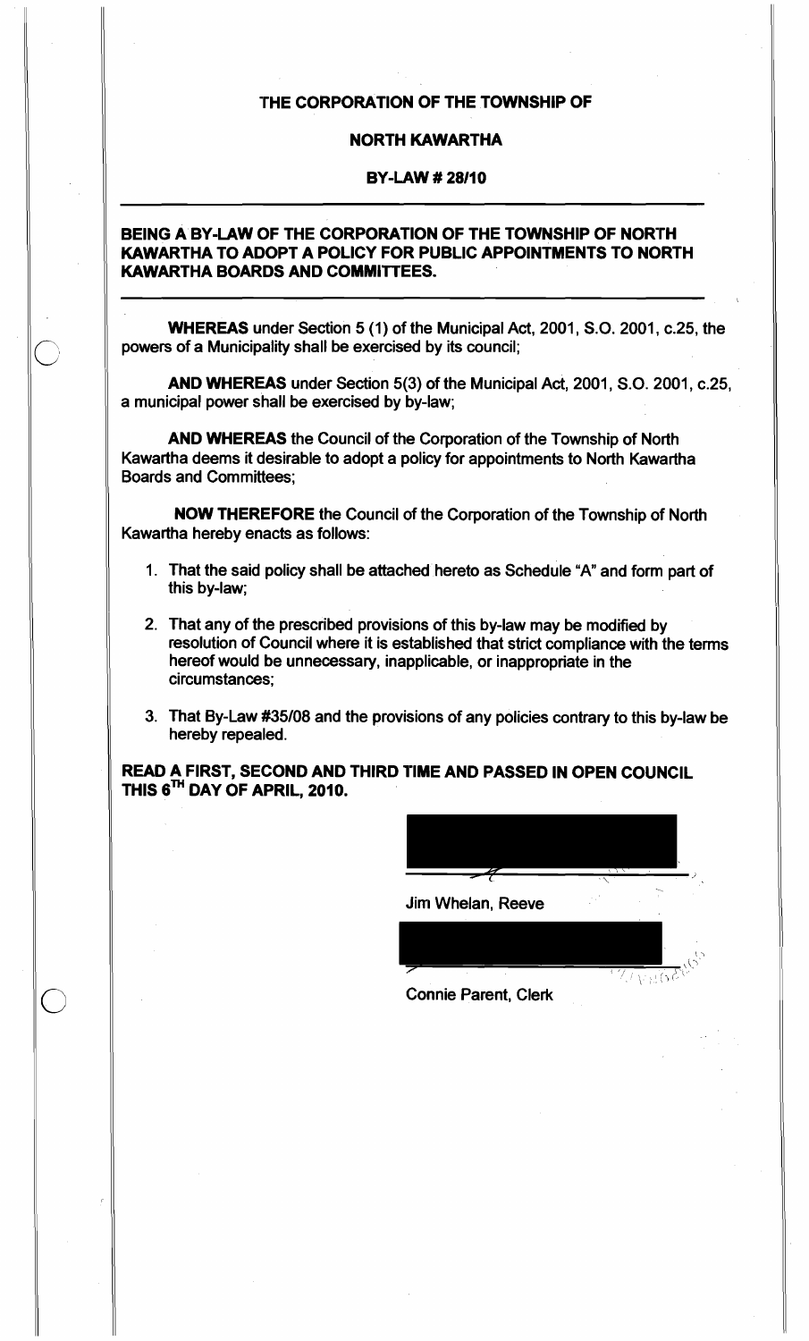# THE CORPORATION OF THE TOWNSHIP OF

# NORTH KAWARTHA

## BY-LAW # 28/10

**BEING A BY-LAW OF THE CORPORATION OF THE TOWNSHIP OF NORTH KAWARTHA TO ADOPT A POLICY FOR PUBLIC APPOINTMENTS TO NORTH KAWARTHA BOARDS AND COMMITTEES.**

**WHEREAS** under Section 5 (1) of the Municipal Act, 2001, S.O. 2001, c.25, the powers of a Municipality shall be exercised by its council;

**AND WHEREAS** under Section 5(3) of the Municipal Act, 2001, S.O. 2001, c.25, a municipal power shall be exercised by by-law;

**AND WHEREAS** the Council of the Corporation of the Township of North Kawartha deems it desirable to adopt a policy for appointments to North Kawartha Boards and Committees;

**NOW THEREFORE** the Council of the Corporation of the Township of North Kawartha hereby enacts as follows:

1. That the said policy shall be attached hereto as Schedule "A" and form part of this by-law;
2. That any of the prescribed provisions of this by-law may be modified by resolution of Council where it is established that strict compliance with the terms hereof would be unnecessary, inapplicable, or inappropriate in the circumstances;
3. That By-Law #35/08 and the provisions of any policies contrary to this by-law be hereby repealed.

**READ A FIRST, SECOND AND THIRD TIME AND PASSED IN OPEN COUNCIL THIS 6TH DAY OF APRIL, 2010.**

Jim Whelan, Reeve

Connie Parent, Clerk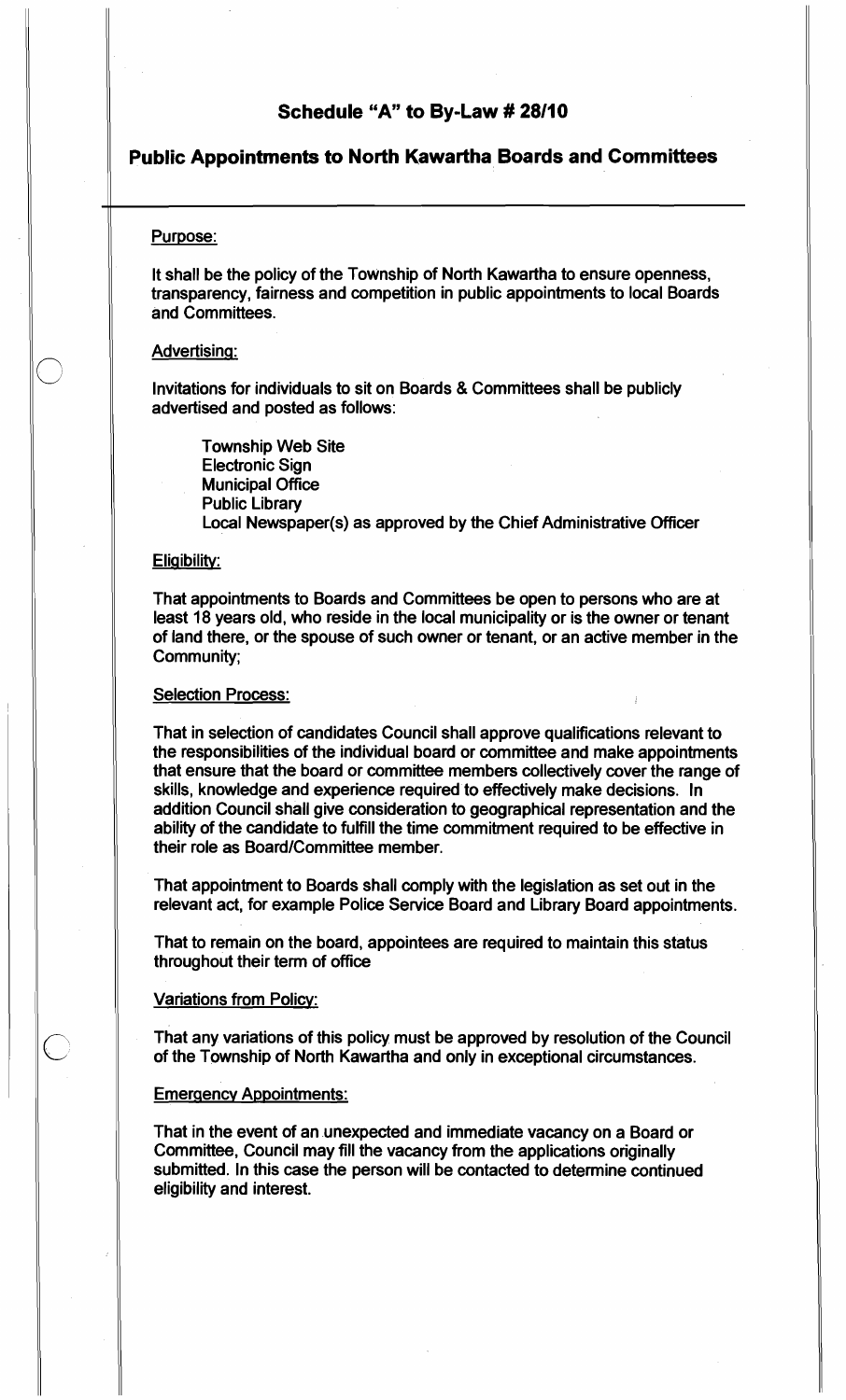# Schedule "A" to By-Law # 28/10

## Public Appointments to North Kawartha Boards and Committees

### Purpose:

It shall be the policy of the Township of North Kawartha to ensure openness, transparency, fairness and competition in public appointments to local Boards and Committees.

### Advertising:

Invitations for individuals to sit on Boards & Committees shall be publicly advertised and posted as follows:

Township Web Site
Electronic Sign
Municipal Office
Public Library
Local Newspaper(s) as approved by the Chief Administrative Officer

### Eligibility:

That appointments to Boards and Committees be open to persons who are at least 18 years old, who reside in the local municipality or is the owner or tenant of land there, or the spouse of such owner or tenant, or an active member in the Community;

### Selection Process:

That in selection of candidates Council shall approve qualifications relevant to the responsibilities of the individual board or committee and make appointments that ensure that the board or committee members collectively cover the range of skills, knowledge and experience required to effectively make decisions. In addition Council shall give consideration to geographical representation and the ability of the candidate to fulfill the time commitment required to be effective in their role as Board/Committee member.

That appointment to Boards shall comply with the legislation as set out in the relevant act, for example Police Service Board and Library Board appointments.

That to remain on the board, appointees are required to maintain this status throughout their term of office

### Variations from Policy:

That any variations of this policy must be approved by resolution of the Council of the Township of North Kawartha and only in exceptional circumstances.

### Emergency Appointments:

That in the event of an unexpected and immediate vacancy on a Board or Committee, Council may fill the vacancy from the applications originally submitted. In this case the person will be contacted to determine continued eligibility and interest.